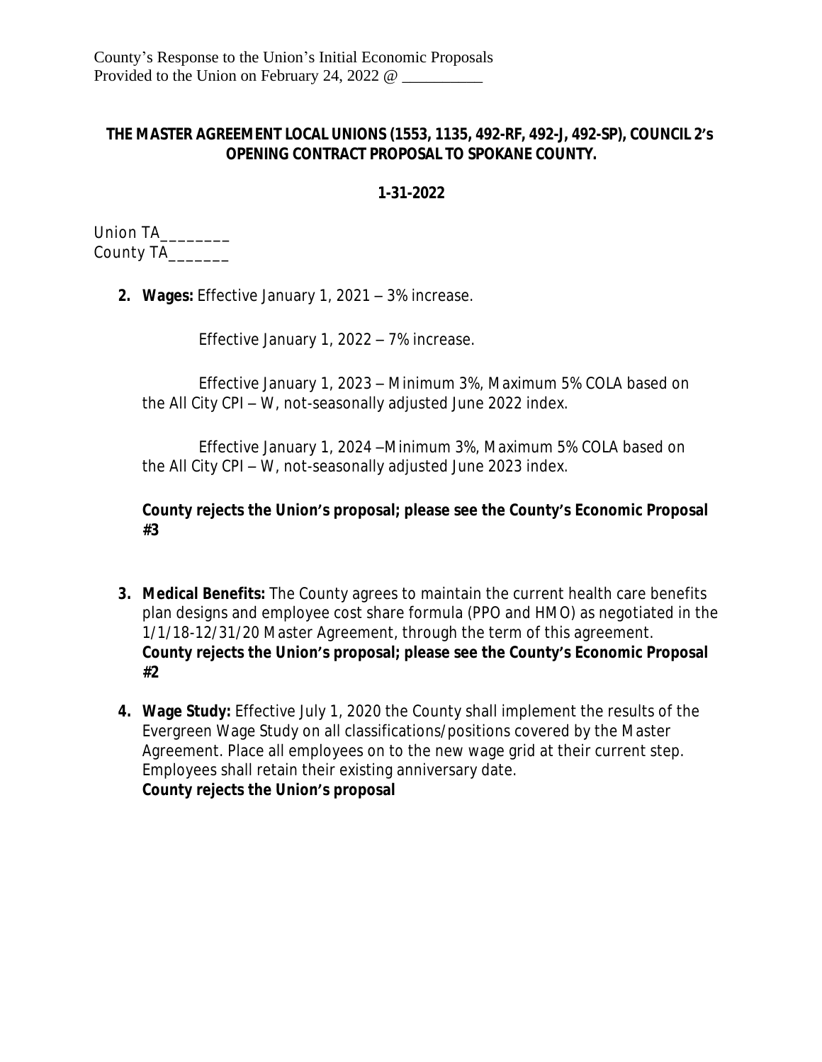County's Response to the Union's Initial Economic Proposals
Provided to the Union on February 24, 2022 @ __________

**THE MASTER AGREEMENT LOCAL UNIONS (1553, 1135, 492-RF, 492-J, 492-SP), COUNCIL 2's OPENING CONTRACT PROPOSAL TO SPOKANE COUNTY.**

**1-31-2022**

Union TA________
County TA_______

2. **Wages:** Effective January 1, 2021 – 3% increase.

   Effective January 1, 2022 – 7% increase.

   Effective January 1, 2023 – Minimum 3%, Maximum 5% COLA based on the All City CPI – W, not-seasonally adjusted June 2022 index.

   Effective January 1, 2024 –Minimum 3%, Maximum 5% COLA based on the All City CPI – W, not-seasonally adjusted June 2023 index.

   **County rejects the Union's proposal; please see the County's Economic Proposal #3**

3. **Medical Benefits:** The County agrees to maintain the current health care benefits plan designs and employee cost share formula (PPO and HMO) as negotiated in the 1/1/18-12/31/20 Master Agreement, through the term of this agreement.
   **County rejects the Union's proposal; please see the County's Economic Proposal #2**

4. **Wage Study:** Effective July 1, 2020 the County shall implement the results of the Evergreen Wage Study on all classifications/positions covered by the Master Agreement. Place all employees on to the new wage grid at their current step. Employees shall retain their existing anniversary date.
   **County rejects the Union's proposal**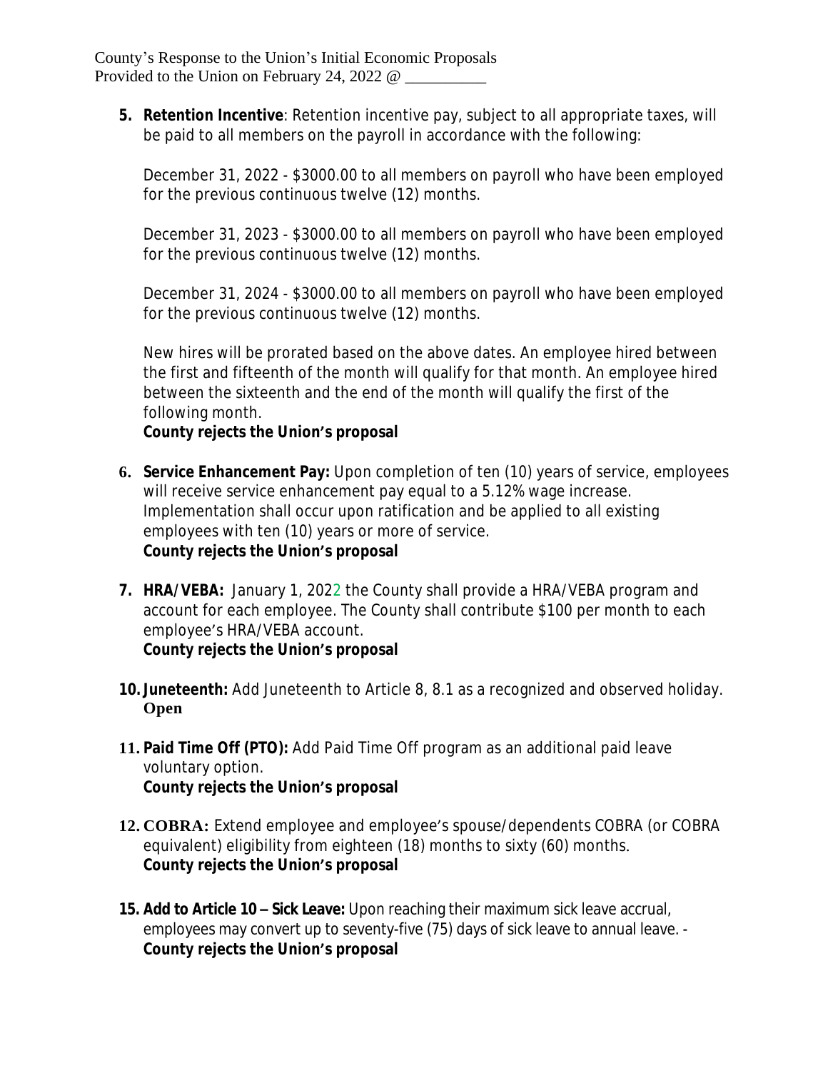County's Response to the Union's Initial Economic Proposals
Provided to the Union on February 24, 2022 @ __________

5. **Retention Incentive**: Retention incentive pay, subject to all appropriate taxes, will be paid to all members on the payroll in accordance with the following:

   December 31, 2022 - $3000.00 to all members on payroll who have been employed for the previous continuous twelve (12) months.

   December 31, 2023 - $3000.00 to all members on payroll who have been employed for the previous continuous twelve (12) months.

   December 31, 2024 - $3000.00 to all members on payroll who have been employed for the previous continuous twelve (12) months.

   New hires will be prorated based on the above dates. An employee hired between the first and fifteenth of the month will qualify for that month. An employee hired between the sixteenth and the end of the month will qualify the first of the following month.
   **County rejects the Union's proposal**

6. **Service Enhancement Pay:** Upon completion of ten (10) years of service, employees will receive service enhancement pay equal to a 5.12% wage increase. Implementation shall occur upon ratification and be applied to all existing employees with ten (10) years or more of service.
   **County rejects the Union's proposal**

7. **HRA/VEBA:** January 1, 2022 the County shall provide a HRA/VEBA program and account for each employee. The County shall contribute $100 per month to each employee's HRA/VEBA account.
   **County rejects the Union's proposal**

10. **Juneteenth:** Add Juneteenth to Article 8, 8.1 as a recognized and observed holiday.
    **Open**

11. **Paid Time Off (PTO):** Add Paid Time Off program as an additional paid leave voluntary option.
    **County rejects the Union's proposal**

12. **COBRA:** Extend employee and employee's spouse/dependents COBRA (or COBRA equivalent) eligibility from eighteen (18) months to sixty (60) months.
    **County rejects the Union's proposal**

15. **Add to Article 10 – Sick Leave:** Upon reaching their maximum sick leave accrual, employees may convert up to seventy-five (75) days of sick leave to annual leave. -
    **County rejects the Union's proposal**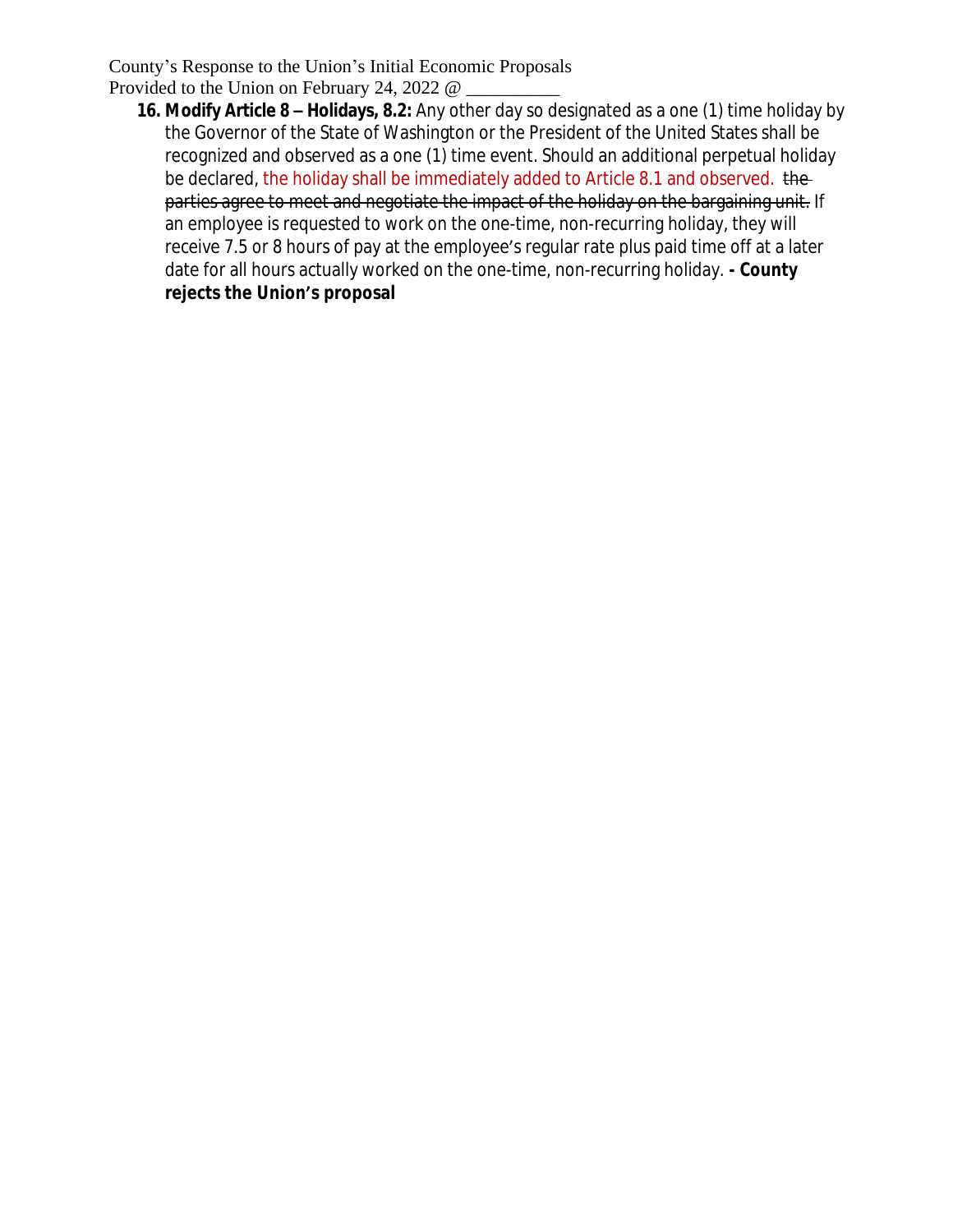County's Response to the Union's Initial Economic Proposals
Provided to the Union on February 24, 2022 @ __________

16. **Modify Article 8 – Holidays, 8.2:** Any other day so designated as a one (1) time holiday by the Governor of the State of Washington or the President of the United States shall be recognized and observed as a one (1) time event. Should an additional perpetual holiday be declared, the holiday shall be immediately added to Article 8.1 and observed. ~~the parties agree to meet and negotiate the impact of the holiday on the bargaining unit.~~ If an employee is requested to work on the one-time, non-recurring holiday, they will receive 7.5 or 8 hours of pay at the employee's regular rate plus paid time off at a later date for all hours actually worked on the one-time, non-recurring holiday. **- County rejects the Union's proposal**